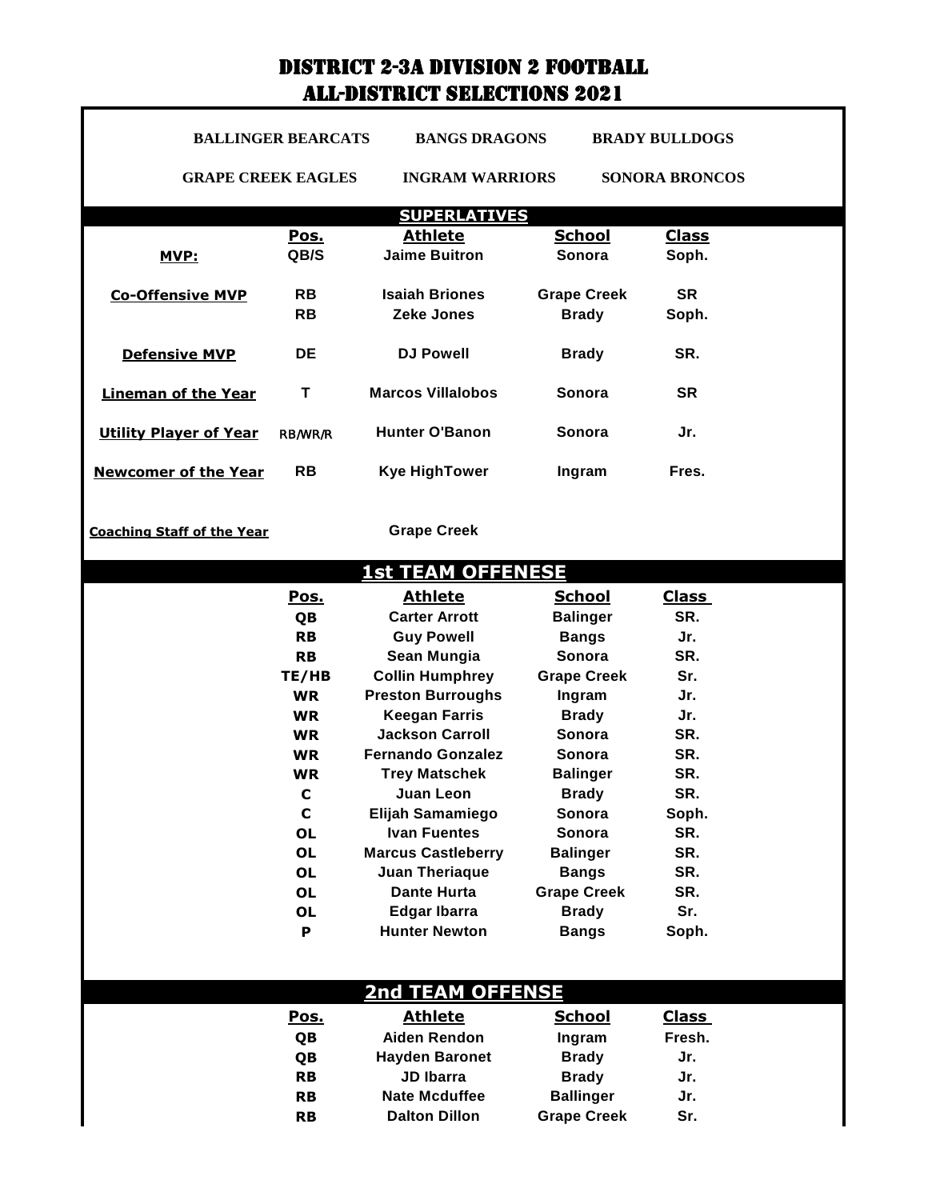# DISTRICT 2-3A DIVISION 2 FOOTBALL
# ALL-DISTRICT SELECTIONS 2021

**BALLINGER BEARCATS** **BANGS DRAGONS** **BRADY BULLDOGS**

**GRAPE CREEK EAGLES** **INGRAM WARRIORS** **SONORA BRONCOS**

## SUPERLATIVES

| | Pos. | Athlete | School | Class |
|---|---|---|---|---|
| **MVP:** | QB/S | Jaime Buitron | Sonora | Soph. |
| **Co-Offensive MVP** | RB | Isaiah Briones | Grape Creek | SR |
| | RB | Zeke Jones | Brady | Soph. |
| **Defensive MVP** | DE | DJ Powell | Brady | SR. |
| **Lineman of the Year** | T | Marcos Villalobos | Sonora | SR |
| **Utility Player of Year** | RB/WR/R | Hunter O'Banon | Sonora | Jr. |
| **Newcomer of the Year** | RB | Kye HighTower | Ingram | Fres. |
| **Coaching Staff of the Year** | | Grape Creek | | |

## 1st TEAM OFFENESE

| Pos. | Athlete | School | Class |
|---|---|---|---|
| QB | Carter Arrott | Balinger | SR. |
| RB | Guy Powell | Bangs | Jr. |
| RB | Sean Mungia | Sonora | SR. |
| TE/HB | Collin Humphrey | Grape Creek | Sr. |
| WR | Preston Burroughs | Ingram | Jr. |
| WR | Keegan Farris | Brady | Jr. |
| WR | Jackson Carroll | Sonora | SR. |
| WR | Fernando Gonzalez | Sonora | SR. |
| WR | Trey Matschek | Balinger | SR. |
| C | Juan Leon | Brady | SR. |
| C | Elijah Samamiego | Sonora | Soph. |
| OL | Ivan Fuentes | Sonora | SR. |
| OL | Marcus Castleberry | Balinger | SR. |
| OL | Juan Theriaque | Bangs | SR. |
| OL | Dante Hurta | Grape Creek | SR. |
| OL | Edgar Ibarra | Brady | Sr. |
| P | Hunter Newton | Bangs | Soph. |

## 2nd TEAM OFFENSE

| Pos. | Athlete | School | Class |
|---|---|---|---|
| QB | Aiden Rendon | Ingram | Fresh. |
| QB | Hayden Baronet | Brady | Jr. |
| RB | JD Ibarra | Brady | Jr. |
| RB | Nate Mcduffee | Ballinger | Jr. |
| RB | Dalton Dillon | Grape Creek | Sr. |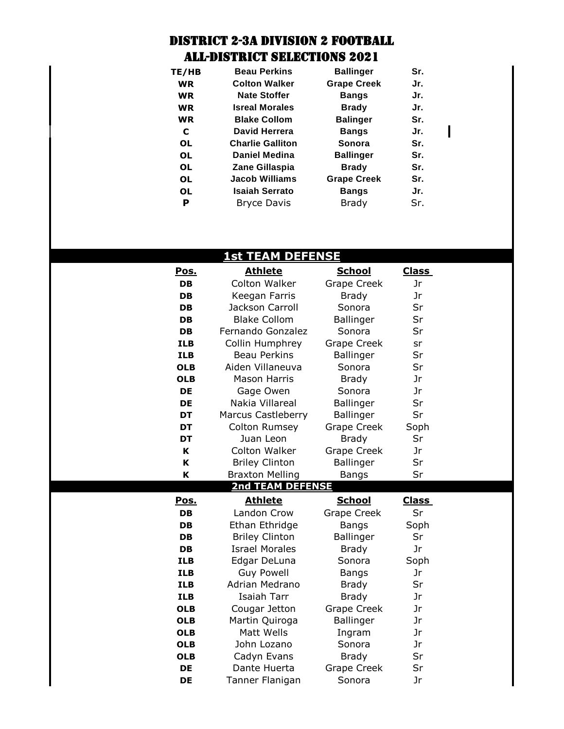# DISTRICT 2-3A DIVISION 2 FOOTBALL
# ALL-DISTRICT SELECTIONS 2021

| | | | |
|---|---|---|---|
| **TE/HB** | **Beau Perkins** | **Ballinger** | **Sr.** |
| **WR** | **Colton Walker** | **Grape Creek** | **Jr.** |
| **WR** | **Nate Stoffer** | **Bangs** | **Jr.** |
| **WR** | **Isreal Morales** | **Brady** | **Jr.** |
| **WR** | **Blake Collom** | **Balinger** | **Sr.** |
| **C** | **David Herrera** | **Bangs** | **Jr.** |
| **OL** | **Charlie Galliton** | **Sonora** | **Sr.** |
| **OL** | **Daniel Medina** | **Ballinger** | **Sr.** |
| **OL** | **Zane Gillaspia** | **Brady** | **Sr.** |
| **OL** | **Jacob Williams** | **Grape Creek** | **Sr.** |
| **OL** | **Isaiah Serrato** | **Bangs** | **Jr.** |
| **P** | Bryce Davis | Brady | Sr. |

## 1st TEAM DEFENSE

| Pos. | Athlete | School | Class |
|---|---|---|---|
| **DB** | Colton Walker | Grape Creek | Jr |
| **DB** | Keegan Farris | Brady | Jr |
| **DB** | Jackson Carroll | Sonora | Sr |
| **DB** | Blake Collom | Ballinger | Sr |
| **DB** | Fernando Gonzalez | Sonora | Sr |
| **ILB** | Collin Humphrey | Grape Creek | sr |
| **ILB** | Beau Perkins | Ballinger | Sr |
| **OLB** | Aiden Villaneuva | Sonora | Sr |
| **OLB** | Mason Harris | Brady | Jr |
| **DE** | Gage Owen | Sonora | Jr |
| **DE** | Nakia Villareal | Ballinger | Sr |
| **DT** | Marcus Castleberry | Ballinger | Sr |
| **DT** | Colton Rumsey | Grape Creek | Soph |
| **DT** | Juan Leon | Brady | Sr |
| **K** | Colton Walker | Grape Creek | Jr |
| **K** | Briley Clinton | Ballinger | Sr |
| **K** | Braxton Melling | Bangs | Sr |

## 2nd TEAM DEFENSE

| Pos. | Athlete | School | Class |
|---|---|---|---|
| **DB** | Landon Crow | Grape Creek | Sr |
| **DB** | Ethan Ethridge | Bangs | Soph |
| **DB** | Briley Clinton | Ballinger | Sr |
| **DB** | Israel Morales | Brady | Jr |
| **ILB** | Edgar DeLuna | Sonora | Soph |
| **ILB** | Guy Powell | Bangs | Jr |
| **ILB** | Adrian Medrano | Brady | Sr |
| **ILB** | Isaiah Tarr | Brady | Jr |
| **OLB** | Cougar Jetton | Grape Creek | Jr |
| **OLB** | Martin Quiroga | Ballinger | Jr |
| **OLB** | Matt Wells | Ingram | Jr |
| **OLB** | John Lozano | Sonora | Jr |
| **OLB** | Cadyn Evans | Brady | Sr |
| **DE** | Dante Huerta | Grape Creek | Sr |
| **DE** | Tanner Flanigan | Sonora | Jr |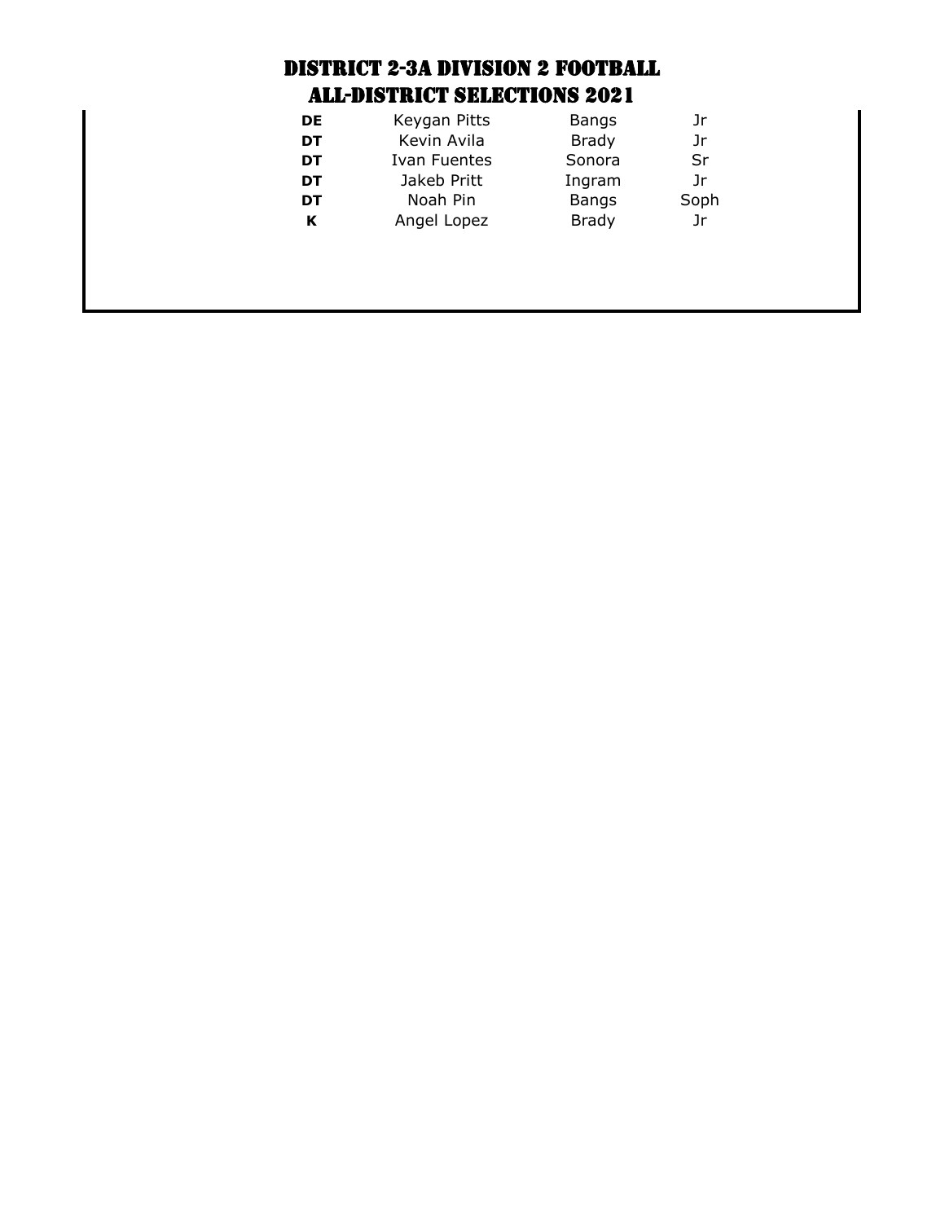# DISTRICT 2-3A DIVISION 2 FOOTBALL
## ALL-DISTRICT SELECTIONS 2021

| | | | |
|---|---|---|---|
| **DE** | Keygan Pitts | Bangs | Jr |
| **DT** | Kevin Avila | Brady | Jr |
| **DT** | Ivan Fuentes | Sonora | Sr |
| **DT** | Jakeb Pritt | Ingram | Jr |
| **DT** | Noah Pin | Bangs | Soph |
| **K** | Angel Lopez | Brady | Jr |